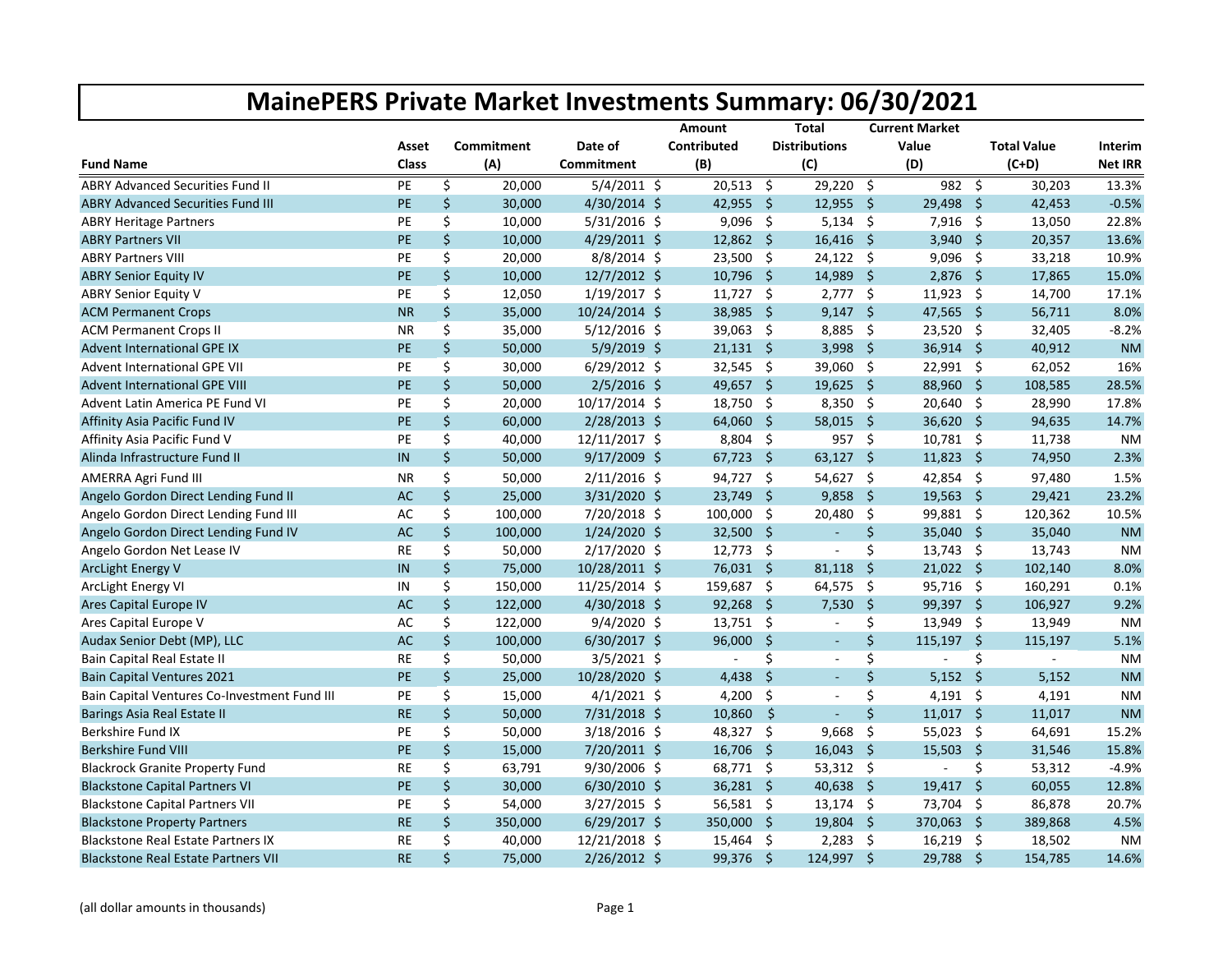# MainePERS Private Market Investments Summary: 06/30/2021

| Fund Name | Asset Class | Commitment (A) | Date of Commitment | Amount Contributed (B) | Total Distributions (C) | Current Market Value (D) | Total Value (C+D) | Interim Net IRR |
|---|---|---|---|---|---|---|---|---|
| ABRY Advanced Securities Fund II | PE | $ 20,000 | 5/4/2011 | $ 20,513 | $ 29,220 | $ 982 | $ 30,203 | 13.3% |
| ABRY Advanced Securities Fund III | PE | $ 30,000 | 4/30/2014 | $ 42,955 | $ 12,955 | $ 29,498 | $ 42,453 | -0.5% |
| ABRY Heritage Partners | PE | $ 10,000 | 5/31/2016 | $ 9,096 | $ 5,134 | $ 7,916 | $ 13,050 | 22.8% |
| ABRY Partners VII | PE | $ 10,000 | 4/29/2011 | $ 12,862 | $ 16,416 | $ 3,940 | $ 20,357 | 13.6% |
| ABRY Partners VIII | PE | $ 20,000 | 8/8/2014 | $ 23,500 | $ 24,122 | $ 9,096 | $ 33,218 | 10.9% |
| ABRY Senior Equity IV | PE | $ 10,000 | 12/7/2012 | $ 10,796 | $ 14,989 | $ 2,876 | $ 17,865 | 15.0% |
| ABRY Senior Equity V | PE | $ 12,050 | 1/19/2017 | $ 11,727 | $ 2,777 | $ 11,923 | $ 14,700 | 17.1% |
| ACM Permanent Crops | NR | $ 35,000 | 10/24/2014 | $ 38,985 | $ 9,147 | $ 47,565 | $ 56,711 | 8.0% |
| ACM Permanent Crops II | NR | $ 35,000 | 5/12/2016 | $ 39,063 | $ 8,885 | $ 23,520 | $ 32,405 | -8.2% |
| Advent International GPE IX | PE | $ 50,000 | 5/9/2019 | $ 21,131 | $ 3,998 | $ 36,914 | $ 40,912 | NM |
| Advent International GPE VII | PE | $ 30,000 | 6/29/2012 | $ 32,545 | $ 39,060 | $ 22,991 | $ 62,052 | 16% |
| Advent International GPE VIII | PE | $ 50,000 | 2/5/2016 | $ 49,657 | $ 19,625 | $ 88,960 | $ 108,585 | 28.5% |
| Advent Latin America PE Fund VI | PE | $ 20,000 | 10/17/2014 | $ 18,750 | $ 8,350 | $ 20,640 | $ 28,990 | 17.8% |
| Affinity Asia Pacific Fund IV | PE | $ 60,000 | 2/28/2013 | $ 64,060 | $ 58,015 | $ 36,620 | $ 94,635 | 14.7% |
| Affinity Asia Pacific Fund V | PE | $ 40,000 | 12/11/2017 | $ 8,804 | $ 957 | $ 10,781 | $ 11,738 | NM |
| Alinda Infrastructure Fund II | IN | $ 50,000 | 9/17/2009 | $ 67,723 | $ 63,127 | $ 11,823 | $ 74,950 | 2.3% |
| AMERRA Agri Fund III | NR | $ 50,000 | 2/11/2016 | $ 94,727 | $ 54,627 | $ 42,854 | $ 97,480 | 1.5% |
| Angelo Gordon Direct Lending Fund II | AC | $ 25,000 | 3/31/2020 | $ 23,749 | $ 9,858 | $ 19,563 | $ 29,421 | 23.2% |
| Angelo Gordon Direct Lending Fund III | AC | $ 100,000 | 7/20/2018 | $ 100,000 | $ 20,480 | $ 99,881 | $ 120,362 | 10.5% |
| Angelo Gordon Direct Lending Fund IV | AC | $ 100,000 | 1/24/2020 | $ 32,500 | $ - | $ 35,040 | $ 35,040 | NM |
| Angelo Gordon Net Lease IV | RE | $ 50,000 | 2/17/2020 | $ 12,773 | $ - | $ 13,743 | $ 13,743 | NM |
| ArcLight Energy V | IN | $ 75,000 | 10/28/2011 | $ 76,031 | $ 81,118 | $ 21,022 | $ 102,140 | 8.0% |
| ArcLight Energy VI | IN | $ 150,000 | 11/25/2014 | $ 159,687 | $ 64,575 | $ 95,716 | $ 160,291 | 0.1% |
| Ares Capital Europe IV | AC | $ 122,000 | 4/30/2018 | $ 92,268 | $ 7,530 | $ 99,397 | $ 106,927 | 9.2% |
| Ares Capital Europe V | AC | $ 122,000 | 9/4/2020 | $ 13,751 | $ - | $ 13,949 | $ 13,949 | NM |
| Audax Senior Debt (MP), LLC | AC | $ 100,000 | 6/30/2017 | $ 96,000 | $ - | $ 115,197 | $ 115,197 | 5.1% |
| Bain Capital Real Estate II | RE | $ 50,000 | 3/5/2021 | $ - | $ - | $ - | $ - | NM |
| Bain Capital Ventures 2021 | PE | $ 25,000 | 10/28/2020 | $ 4,438 | $ - | $ 5,152 | $ 5,152 | NM |
| Bain Capital Ventures Co-Investment Fund III | PE | $ 15,000 | 4/1/2021 | $ 4,200 | $ - | $ 4,191 | $ 4,191 | NM |
| Barings Asia Real Estate II | RE | $ 50,000 | 7/31/2018 | $ 10,860 | $ - | $ 11,017 | $ 11,017 | NM |
| Berkshire Fund IX | PE | $ 50,000 | 3/18/2016 | $ 48,327 | $ 9,668 | $ 55,023 | $ 64,691 | 15.2% |
| Berkshire Fund VIII | PE | $ 15,000 | 7/20/2011 | $ 16,706 | $ 16,043 | $ 15,503 | $ 31,546 | 15.8% |
| Blackrock Granite Property Fund | RE | $ 63,791 | 9/30/2006 | $ 68,771 | $ 53,312 | $ - | $ 53,312 | -4.9% |
| Blackstone Capital Partners VI | PE | $ 30,000 | 6/30/2010 | $ 36,281 | $ 40,638 | $ 19,417 | $ 60,055 | 12.8% |
| Blackstone Capital Partners VII | PE | $ 54,000 | 3/27/2015 | $ 56,581 | $ 13,174 | $ 73,704 | $ 86,878 | 20.7% |
| Blackstone Property Partners | RE | $ 350,000 | 6/29/2017 | $ 350,000 | $ 19,804 | $ 370,063 | $ 389,868 | 4.5% |
| Blackstone Real Estate Partners IX | RE | $ 40,000 | 12/21/2018 | $ 15,464 | $ 2,283 | $ 16,219 | $ 18,502 | NM |
| Blackstone Real Estate Partners VII | RE | $ 75,000 | 2/26/2012 | $ 99,376 | $ 124,997 | $ 29,788 | $ 154,785 | 14.6% |

(all dollar amounts in thousands)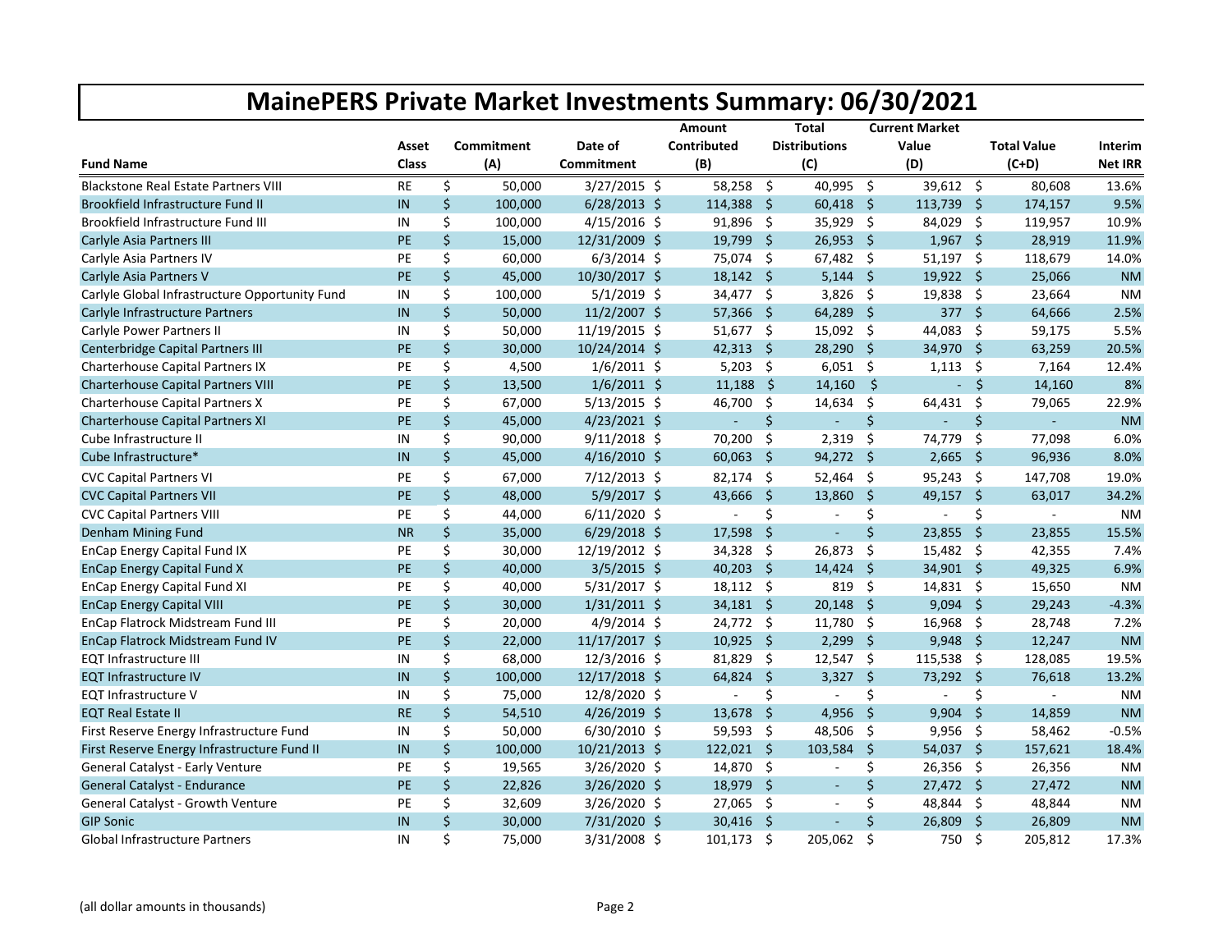# MainePERS Private Market Investments Summary: 06/30/2021

| Fund Name | Asset Class | Commitment (A) | Date of Commitment | Amount Contributed (B) | Total Distributions (C) | Current Market Value (D) | Total Value (C+D) | Interim Net IRR |
|---|---|---|---|---|---|---|---|---|
| Blackstone Real Estate Partners VIII | RE | $ 50,000 | 3/27/2015 | $ 58,258 | $ 40,995 | $ 39,612 | $ 80,608 | 13.6% |
| Brookfield Infrastructure Fund II | IN | $ 100,000 | 6/28/2013 | $ 114,388 | $ 60,418 | $ 113,739 | $ 174,157 | 9.5% |
| Brookfield Infrastructure Fund III | IN | $ 100,000 | 4/15/2016 | $ 91,896 | $ 35,929 | $ 84,029 | $ 119,957 | 10.9% |
| Carlyle Asia Partners III | PE | $ 15,000 | 12/31/2009 | $ 19,799 | $ 26,953 | $ 1,967 | $ 28,919 | 11.9% |
| Carlyle Asia Partners IV | PE | $ 60,000 | 6/3/2014 | $ 75,074 | $ 67,482 | $ 51,197 | $ 118,679 | 14.0% |
| Carlyle Asia Partners V | PE | $ 45,000 | 10/30/2017 | $ 18,142 | $ 5,144 | $ 19,922 | $ 25,066 | NM |
| Carlyle Global Infrastructure Opportunity Fund | IN | $ 100,000 | 5/1/2019 | $ 34,477 | $ 3,826 | $ 19,838 | $ 23,664 | NM |
| Carlyle Infrastructure Partners | IN | $ 50,000 | 11/2/2007 | $ 57,366 | $ 64,289 | $ 377 | $ 64,666 | 2.5% |
| Carlyle Power Partners II | IN | $ 50,000 | 11/19/2015 | $ 51,677 | $ 15,092 | $ 44,083 | $ 59,175 | 5.5% |
| Centerbridge Capital Partners III | PE | $ 30,000 | 10/24/2014 | $ 42,313 | $ 28,290 | $ 34,970 | $ 63,259 | 20.5% |
| Charterhouse Capital Partners IX | PE | $ 4,500 | 1/6/2011 | $ 5,203 | $ 6,051 | $ 1,113 | $ 7,164 | 12.4% |
| Charterhouse Capital Partners VIII | PE | $ 13,500 | 1/6/2011 | $ 11,188 | $ 14,160 | $ - | $ 14,160 | 8% |
| Charterhouse Capital Partners X | PE | $ 67,000 | 5/13/2015 | $ 46,700 | $ 14,634 | $ 64,431 | $ 79,065 | 22.9% |
| Charterhouse Capital Partners XI | PE | $ 45,000 | 4/23/2021 | $ - | $ - | $ - | $ - | NM |
| Cube Infrastructure II | IN | $ 90,000 | 9/11/2018 | $ 70,200 | $ 2,319 | $ 74,779 | $ 77,098 | 6.0% |
| Cube Infrastructure* | IN | $ 45,000 | 4/16/2010 | $ 60,063 | $ 94,272 | $ 2,665 | $ 96,936 | 8.0% |
| CVC Capital Partners VI | PE | $ 67,000 | 7/12/2013 | $ 82,174 | $ 52,464 | $ 95,243 | $ 147,708 | 19.0% |
| CVC Capital Partners VII | PE | $ 48,000 | 5/9/2017 | $ 43,666 | $ 13,860 | $ 49,157 | $ 63,017 | 34.2% |
| CVC Capital Partners VIII | PE | $ 44,000 | 6/11/2020 | $ - | $ - | $ - | $ - | NM |
| Denham Mining Fund | NR | $ 35,000 | 6/29/2018 | $ 17,598 | $ - | $ 23,855 | $ 23,855 | 15.5% |
| EnCap Energy Capital Fund IX | PE | $ 30,000 | 12/19/2012 | $ 34,328 | $ 26,873 | $ 15,482 | $ 42,355 | 7.4% |
| EnCap Energy Capital Fund X | PE | $ 40,000 | 3/5/2015 | $ 40,203 | $ 14,424 | $ 34,901 | $ 49,325 | 6.9% |
| EnCap Energy Capital Fund XI | PE | $ 40,000 | 5/31/2017 | $ 18,112 | $ 819 | $ 14,831 | $ 15,650 | NM |
| EnCap Energy Capital VIII | PE | $ 30,000 | 1/31/2011 | $ 34,181 | $ 20,148 | $ 9,094 | $ 29,243 | -4.3% |
| EnCap Flatrock Midstream Fund III | PE | $ 20,000 | 4/9/2014 | $ 24,772 | $ 11,780 | $ 16,968 | $ 28,748 | 7.2% |
| EnCap Flatrock Midstream Fund IV | PE | $ 22,000 | 11/17/2017 | $ 10,925 | $ 2,299 | $ 9,948 | $ 12,247 | NM |
| EQT Infrastructure III | IN | $ 68,000 | 12/3/2016 | $ 81,829 | $ 12,547 | $ 115,538 | $ 128,085 | 19.5% |
| EQT Infrastructure IV | IN | $ 100,000 | 12/17/2018 | $ 64,824 | $ 3,327 | $ 73,292 | $ 76,618 | 13.2% |
| EQT Infrastructure V | IN | $ 75,000 | 12/8/2020 | $ - | $ - | $ - | $ - | NM |
| EQT Real Estate II | RE | $ 54,510 | 4/26/2019 | $ 13,678 | $ 4,956 | $ 9,904 | $ 14,859 | NM |
| First Reserve Energy Infrastructure Fund | IN | $ 50,000 | 6/30/2010 | $ 59,593 | $ 48,506 | $ 9,956 | $ 58,462 | -0.5% |
| First Reserve Energy Infrastructure Fund II | IN | $ 100,000 | 10/21/2013 | $ 122,021 | $ 103,584 | $ 54,037 | $ 157,621 | 18.4% |
| General Catalyst - Early Venture | PE | $ 19,565 | 3/26/2020 | $ 14,870 | $ - | $ 26,356 | $ 26,356 | NM |
| General Catalyst - Endurance | PE | $ 22,826 | 3/26/2020 | $ 18,979 | $ - | $ 27,472 | $ 27,472 | NM |
| General Catalyst - Growth Venture | PE | $ 32,609 | 3/26/2020 | $ 27,065 | $ - | $ 48,844 | $ 48,844 | NM |
| GIP Sonic | IN | $ 30,000 | 7/31/2020 | $ 30,416 | $ - | $ 26,809 | $ 26,809 | NM |
| Global Infrastructure Partners | IN | $ 75,000 | 3/31/2008 | $ 101,173 | $ 205,062 | $ 750 | $ 205,812 | 17.3% |

(all dollar amounts in thousands)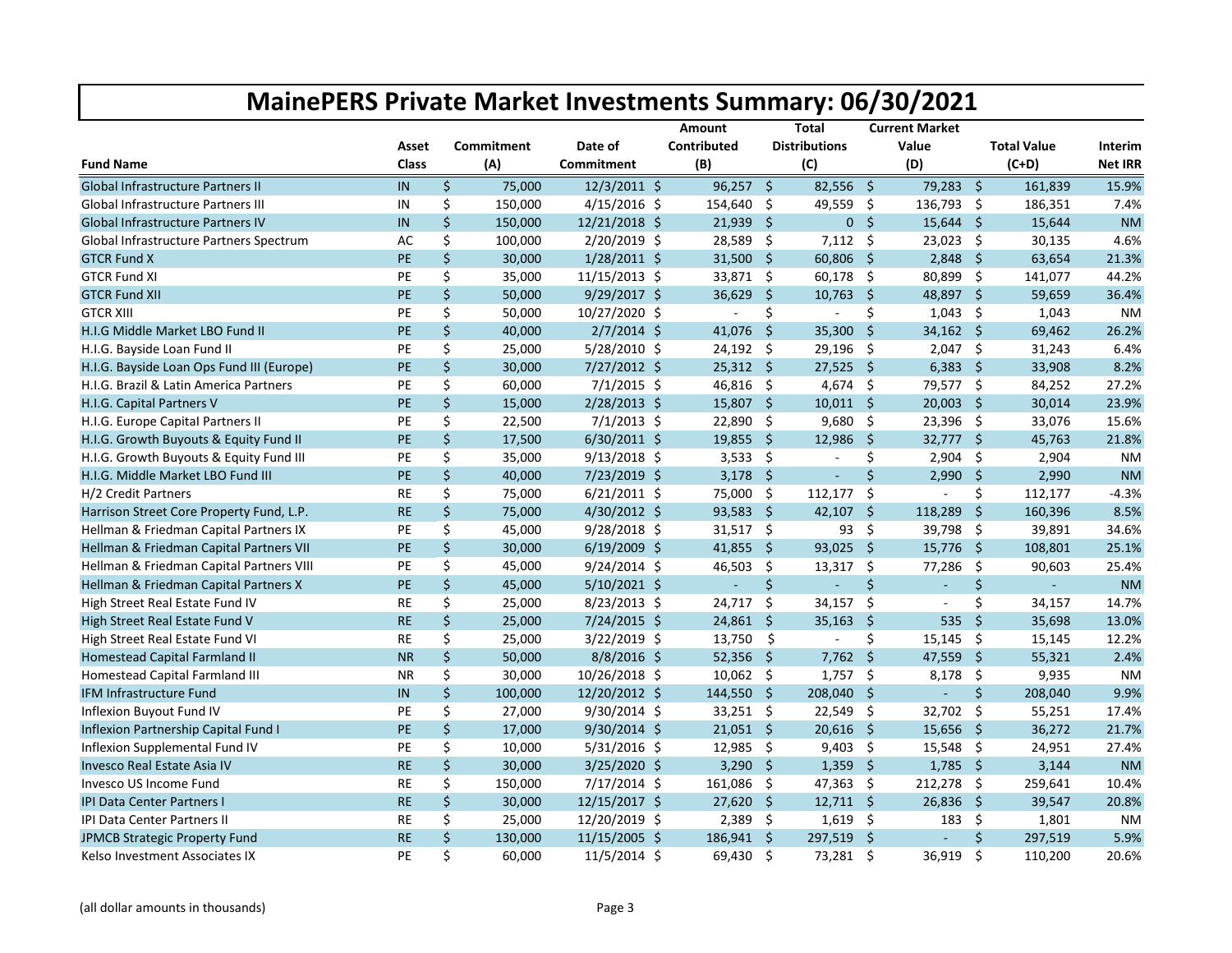# MainePERS Private Market Investments Summary: 06/30/2021

| Fund Name | Asset Class | Commitment (A) | Date of Commitment | Amount Contributed (B) | Total Distributions (C) | Current Market Value (D) | Total Value (C+D) | Interim Net IRR |
|---|---|---|---|---|---|---|---|---|
| Global Infrastructure Partners II | IN | $ 75,000 | 12/3/2011 | $ 96,257 | $ 82,556 | $ 79,283 | $ 161,839 | 15.9% |
| Global Infrastructure Partners III | IN | $ 150,000 | 4/15/2016 | $ 154,640 | $ 49,559 | $ 136,793 | $ 186,351 | 7.4% |
| Global Infrastructure Partners IV | IN | $ 150,000 | 12/21/2018 | $ 21,939 | $ 0 | $ 15,644 | $ 15,644 | NM |
| Global Infrastructure Partners Spectrum | AC | $ 100,000 | 2/20/2019 | $ 28,589 | $ 7,112 | $ 23,023 | $ 30,135 | 4.6% |
| GTCR Fund X | PE | $ 30,000 | 1/28/2011 | $ 31,500 | $ 60,806 | $ 2,848 | $ 63,654 | 21.3% |
| GTCR Fund XI | PE | $ 35,000 | 11/15/2013 | $ 33,871 | $ 60,178 | $ 80,899 | $ 141,077 | 44.2% |
| GTCR Fund XII | PE | $ 50,000 | 9/29/2017 | $ 36,629 | $ 10,763 | $ 48,897 | $ 59,659 | 36.4% |
| GTCR XIII | PE | $ 50,000 | 10/27/2020 | $ - | $ - | $ 1,043 | $ 1,043 | NM |
| H.I.G Middle Market LBO Fund II | PE | $ 40,000 | 2/7/2014 | $ 41,076 | $ 35,300 | $ 34,162 | $ 69,462 | 26.2% |
| H.I.G. Bayside Loan Fund II | PE | $ 25,000 | 5/28/2010 | $ 24,192 | $ 29,196 | $ 2,047 | $ 31,243 | 6.4% |
| H.I.G. Bayside Loan Ops Fund III (Europe) | PE | $ 30,000 | 7/27/2012 | $ 25,312 | $ 27,525 | $ 6,383 | $ 33,908 | 8.2% |
| H.I.G. Brazil & Latin America Partners | PE | $ 60,000 | 7/1/2015 | $ 46,816 | $ 4,674 | $ 79,577 | $ 84,252 | 27.2% |
| H.I.G. Capital Partners V | PE | $ 15,000 | 2/28/2013 | $ 15,807 | $ 10,011 | $ 20,003 | $ 30,014 | 23.9% |
| H.I.G. Europe Capital Partners II | PE | $ 22,500 | 7/1/2013 | $ 22,890 | $ 9,680 | $ 23,396 | $ 33,076 | 15.6% |
| H.I.G. Growth Buyouts & Equity Fund II | PE | $ 17,500 | 6/30/2011 | $ 19,855 | $ 12,986 | $ 32,777 | $ 45,763 | 21.8% |
| H.I.G. Growth Buyouts & Equity Fund III | PE | $ 35,000 | 9/13/2018 | $ 3,533 | $ - | $ 2,904 | $ 2,904 | NM |
| H.I.G. Middle Market LBO Fund III | PE | $ 40,000 | 7/23/2019 | $ 3,178 | $ - | $ 2,990 | $ 2,990 | NM |
| H/2 Credit Partners | RE | $ 75,000 | 6/21/2011 | $ 75,000 | $ 112,177 | $ - | $ 112,177 | -4.3% |
| Harrison Street Core Property Fund, L.P. | RE | $ 75,000 | 4/30/2012 | $ 93,583 | $ 42,107 | $ 118,289 | $ 160,396 | 8.5% |
| Hellman & Friedman Capital Partners IX | PE | $ 45,000 | 9/28/2018 | $ 31,517 | $ 93 | $ 39,798 | $ 39,891 | 34.6% |
| Hellman & Friedman Capital Partners VII | PE | $ 30,000 | 6/19/2009 | $ 41,855 | $ 93,025 | $ 15,776 | $ 108,801 | 25.1% |
| Hellman & Friedman Capital Partners VIII | PE | $ 45,000 | 9/24/2014 | $ 46,503 | $ 13,317 | $ 77,286 | $ 90,603 | 25.4% |
| Hellman & Friedman Capital Partners X | PE | $ 45,000 | 5/10/2021 | $ - | $ - | $ - | $ - | NM |
| High Street Real Estate Fund IV | RE | $ 25,000 | 8/23/2013 | $ 24,717 | $ 34,157 | $ - | $ 34,157 | 14.7% |
| High Street Real Estate Fund V | RE | $ 25,000 | 7/24/2015 | $ 24,861 | $ 35,163 | $ 535 | $ 35,698 | 13.0% |
| High Street Real Estate Fund VI | RE | $ 25,000 | 3/22/2019 | $ 13,750 | $ - | $ 15,145 | $ 15,145 | 12.2% |
| Homestead Capital Farmland II | NR | $ 50,000 | 8/8/2016 | $ 52,356 | $ 7,762 | $ 47,559 | $ 55,321 | 2.4% |
| Homestead Capital Farmland III | NR | $ 30,000 | 10/26/2018 | $ 10,062 | $ 1,757 | $ 8,178 | $ 9,935 | NM |
| IFM Infrastructure Fund | IN | $ 100,000 | 12/20/2012 | $ 144,550 | $ 208,040 | $ - | $ 208,040 | 9.9% |
| Inflexion Buyout Fund IV | PE | $ 27,000 | 9/30/2014 | $ 33,251 | $ 22,549 | $ 32,702 | $ 55,251 | 17.4% |
| Inflexion Partnership Capital Fund I | PE | $ 17,000 | 9/30/2014 | $ 21,051 | $ 20,616 | $ 15,656 | $ 36,272 | 21.7% |
| Inflexion Supplemental Fund IV | PE | $ 10,000 | 5/31/2016 | $ 12,985 | $ 9,403 | $ 15,548 | $ 24,951 | 27.4% |
| Invesco Real Estate Asia IV | RE | $ 30,000 | 3/25/2020 | $ 3,290 | $ 1,359 | $ 1,785 | $ 3,144 | NM |
| Invesco US Income Fund | RE | $ 150,000 | 7/17/2014 | $ 161,086 | $ 47,363 | $ 212,278 | $ 259,641 | 10.4% |
| IPI Data Center Partners I | RE | $ 30,000 | 12/15/2017 | $ 27,620 | $ 12,711 | $ 26,836 | $ 39,547 | 20.8% |
| IPI Data Center Partners II | RE | $ 25,000 | 12/20/2019 | $ 2,389 | $ 1,619 | $ 183 | $ 1,801 | NM |
| JPMCB Strategic Property Fund | RE | $ 130,000 | 11/15/2005 | $ 186,941 | $ 297,519 | $ - | $ 297,519 | 5.9% |
| Kelso Investment Associates IX | PE | $ 60,000 | 11/5/2014 | $ 69,430 | $ 73,281 | $ 36,919 | $ 110,200 | 20.6% |

(all dollar amounts in thousands)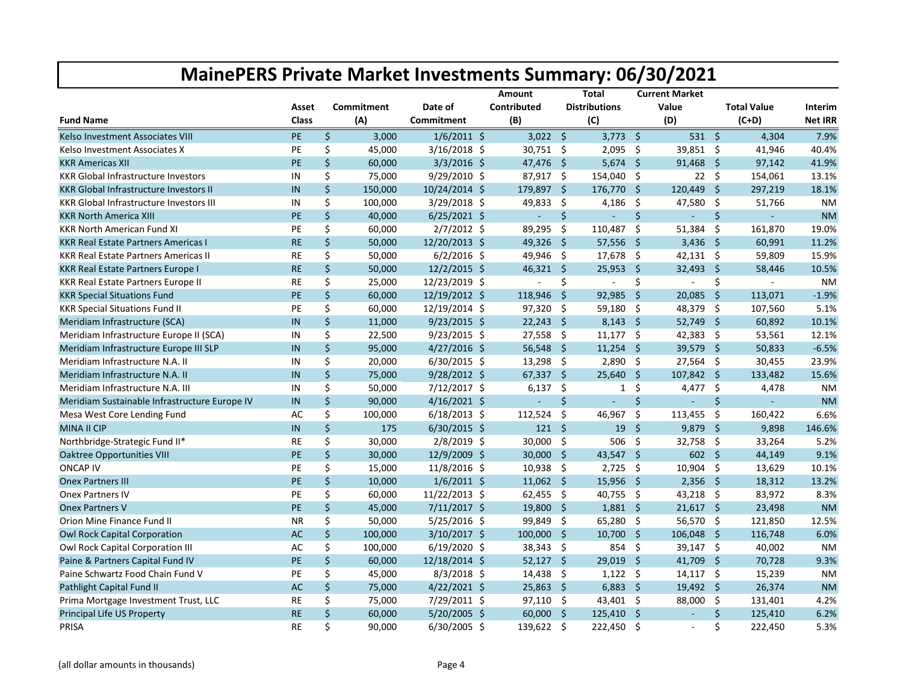# MainePERS Private Market Investments Summary: 06/30/2021

| Fund Name | Asset Class | Commitment (A) | Date of Commitment | Amount Contributed (B) | Total Distributions (C) | Current Market Value (D) | Total Value (C+D) | Interim Net IRR |
|---|---|---|---|---|---|---|---|---|
| Kelso Investment Associates VIII | PE | $ 3,000 | 1/6/2011 | $ 3,022 | $ 3,773 | $ 531 | $ 4,304 | 7.9% |
| Kelso Investment Associates X | PE | $ 45,000 | 3/16/2018 | $ 30,751 | $ 2,095 | $ 39,851 | $ 41,946 | 40.4% |
| KKR Americas XII | PE | $ 60,000 | 3/3/2016 | $ 47,476 | $ 5,674 | $ 91,468 | $ 97,142 | 41.9% |
| KKR Global Infrastructure Investors | IN | $ 75,000 | 9/29/2010 | $ 87,917 | $ 154,040 | $ 22 | $ 154,061 | 13.1% |
| KKR Global Infrastructure Investors II | IN | $ 150,000 | 10/24/2014 | $ 179,897 | $ 176,770 | $ 120,449 | $ 297,219 | 18.1% |
| KKR Global Infrastructure Investors III | IN | $ 100,000 | 3/29/2018 | $ 49,833 | $ 4,186 | $ 47,580 | $ 51,766 | NM |
| KKR North America XIII | PE | $ 40,000 | 6/25/2021 | $ - | $ - | $ - | $ - | NM |
| KKR North American Fund XI | PE | $ 60,000 | 2/7/2012 | $ 89,295 | $ 110,487 | $ 51,384 | $ 161,870 | 19.0% |
| KKR Real Estate Partners Americas I | RE | $ 50,000 | 12/20/2013 | $ 49,326 | $ 57,556 | $ 3,436 | $ 60,991 | 11.2% |
| KKR Real Estate Partners Americas II | RE | $ 50,000 | 6/2/2016 | $ 49,946 | $ 17,678 | $ 42,131 | $ 59,809 | 15.9% |
| KKR Real Estate Partners Europe I | RE | $ 50,000 | 12/2/2015 | $ 46,321 | $ 25,953 | $ 32,493 | $ 58,446 | 10.5% |
| KKR Real Estate Partners Europe II | RE | $ 25,000 | 12/23/2019 | $ - | $ - | $ - | $ - | NM |
| KKR Special Situations Fund | PE | $ 60,000 | 12/19/2012 | $ 118,946 | $ 92,985 | $ 20,085 | $ 113,071 | -1.9% |
| KKR Special Situations Fund II | PE | $ 60,000 | 12/19/2014 | $ 97,320 | $ 59,180 | $ 48,379 | $ 107,560 | 5.1% |
| Meridiam Infrastructure (SCA) | IN | $ 11,000 | 9/23/2015 | $ 22,243 | $ 8,143 | $ 52,749 | $ 60,892 | 10.1% |
| Meridiam Infrastructure Europe II (SCA) | IN | $ 22,500 | 9/23/2015 | $ 27,558 | $ 11,177 | $ 42,383 | $ 53,561 | 12.1% |
| Meridiam Infrastructure Europe III SLP | IN | $ 95,000 | 4/27/2016 | $ 56,548 | $ 11,254 | $ 39,579 | $ 50,833 | -6.5% |
| Meridiam Infrastructure N.A. II | IN | $ 20,000 | 6/30/2015 | $ 13,298 | $ 2,890 | $ 27,564 | $ 30,455 | 23.9% |
| Meridiam Infrastructure N.A. II | IN | $ 75,000 | 9/28/2012 | $ 67,337 | $ 25,640 | $ 107,842 | $ 133,482 | 15.6% |
| Meridiam Infrastructure N.A. III | IN | $ 50,000 | 7/12/2017 | $ 6,137 | $ 1 | $ 4,477 | $ 4,478 | NM |
| Meridiam Sustainable Infrastructure Europe IV | IN | $ 90,000 | 4/16/2021 | $ - | $ - | $ - | $ - | NM |
| Mesa West Core Lending Fund | AC | $ 100,000 | 6/18/2013 | $ 112,524 | $ 46,967 | $ 113,455 | $ 160,422 | 6.6% |
| MINA II CIP | IN | $ 175 | 6/30/2015 | $ 121 | $ 19 | $ 9,879 | $ 9,898 | 146.6% |
| Northbridge-Strategic Fund II* | RE | $ 30,000 | 2/8/2019 | $ 30,000 | $ 506 | $ 32,758 | $ 33,264 | 5.2% |
| Oaktree Opportunities VIII | PE | $ 30,000 | 12/9/2009 | $ 30,000 | $ 43,547 | $ 602 | $ 44,149 | 9.1% |
| ONCAP IV | PE | $ 15,000 | 11/8/2016 | $ 10,938 | $ 2,725 | $ 10,904 | $ 13,629 | 10.1% |
| Onex Partners III | PE | $ 10,000 | 1/6/2011 | $ 11,062 | $ 15,956 | $ 2,356 | $ 18,312 | 13.2% |
| Onex Partners IV | PE | $ 60,000 | 11/22/2013 | $ 62,455 | $ 40,755 | $ 43,218 | $ 83,972 | 8.3% |
| Onex Partners V | PE | $ 45,000 | 7/11/2017 | $ 19,800 | $ 1,881 | $ 21,617 | $ 23,498 | NM |
| Orion Mine Finance Fund II | NR | $ 50,000 | 5/25/2016 | $ 99,849 | $ 65,280 | $ 56,570 | $ 121,850 | 12.5% |
| Owl Rock Capital Corporation | AC | $ 100,000 | 3/10/2017 | $ 100,000 | $ 10,700 | $ 106,048 | $ 116,748 | 6.0% |
| Owl Rock Capital Corporation III | AC | $ 100,000 | 6/19/2020 | $ 38,343 | $ 854 | $ 39,147 | $ 40,002 | NM |
| Paine & Partners Capital Fund IV | PE | $ 60,000 | 12/18/2014 | $ 52,127 | $ 29,019 | $ 41,709 | $ 70,728 | 9.3% |
| Paine Schwartz Food Chain Fund V | PE | $ 45,000 | 8/3/2018 | $ 14,438 | $ 1,122 | $ 14,117 | $ 15,239 | NM |
| Pathlight Capital Fund II | AC | $ 75,000 | 4/22/2021 | $ 25,863 | $ 6,883 | $ 19,492 | $ 26,374 | NM |
| Prima Mortgage Investment Trust, LLC | RE | $ 75,000 | 7/29/2011 | $ 97,110 | $ 43,401 | $ 88,000 | $ 131,401 | 4.2% |
| Principal Life US Property | RE | $ 60,000 | 5/20/2005 | $ 60,000 | $ 125,410 | $ - | $ 125,410 | 6.2% |
| PRISA | RE | $ 90,000 | 6/30/2005 | $ 139,622 | $ 222,450 | $ - | $ 222,450 | 5.3% |

(all dollar amounts in thousands)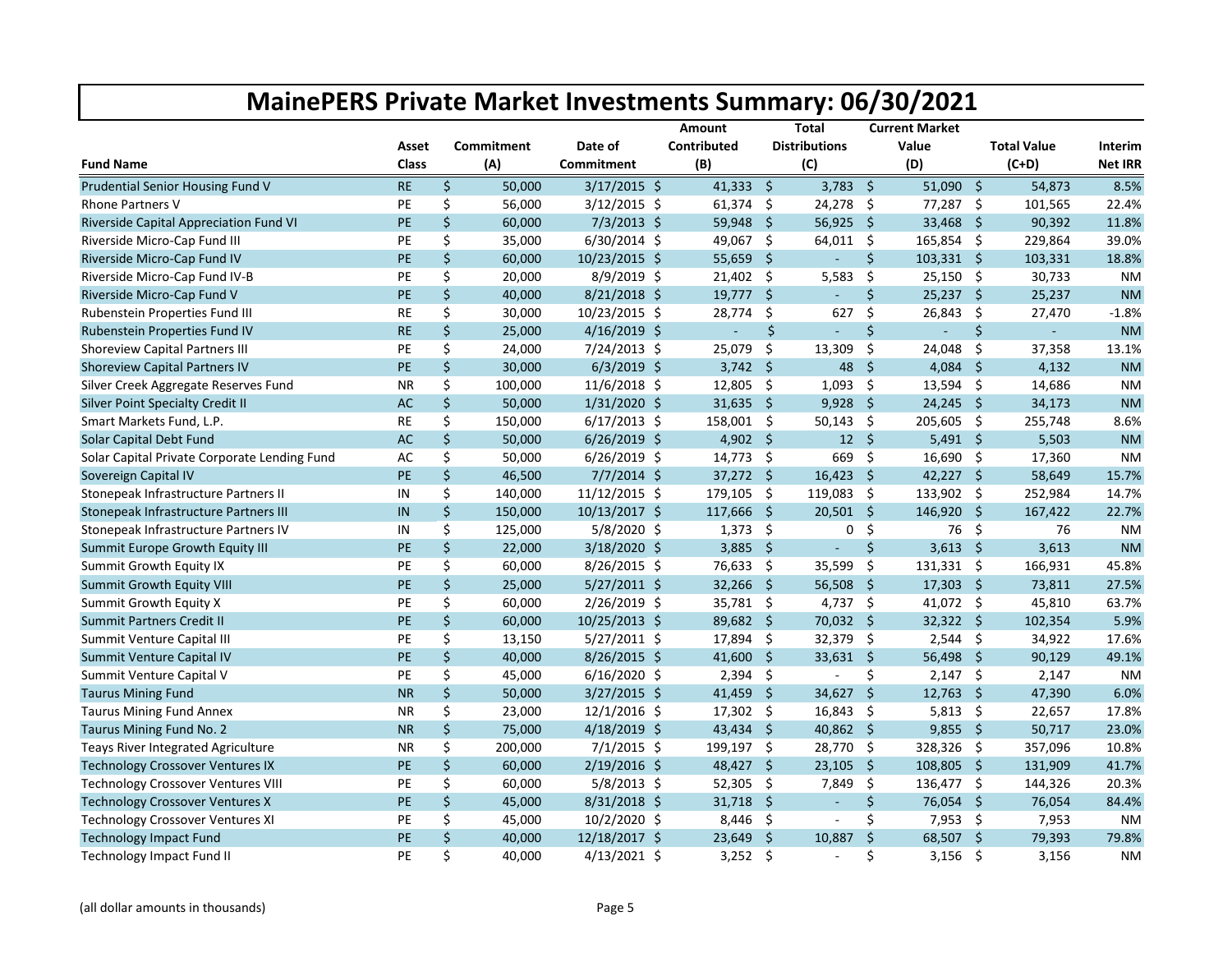# MainePERS Private Market Investments Summary: 06/30/2021

| Fund Name | Asset Class | Commitment (A) | Date of Commitment | Amount Contributed (B) | Total Distributions (C) | Current Market Value (D) | Total Value (C+D) | Interim Net IRR |
|---|---|---|---|---|---|---|---|---|
| Prudential Senior Housing Fund V | RE | $ 50,000 | 3/17/2015 | $ 41,333 | $ 3,783 | $ 51,090 | $ 54,873 | 8.5% |
| Rhone Partners V | PE | $ 56,000 | 3/12/2015 | $ 61,374 | $ 24,278 | $ 77,287 | $ 101,565 | 22.4% |
| Riverside Capital Appreciation Fund VI | PE | $ 60,000 | 7/3/2013 | $ 59,948 | $ 56,925 | $ 33,468 | $ 90,392 | 11.8% |
| Riverside Micro-Cap Fund III | PE | $ 35,000 | 6/30/2014 | $ 49,067 | $ 64,011 | $ 165,854 | $ 229,864 | 39.0% |
| Riverside Micro-Cap Fund IV | PE | $ 60,000 | 10/23/2015 | $ 55,659 | $ - | $ 103,331 | $ 103,331 | 18.8% |
| Riverside Micro-Cap Fund IV-B | PE | $ 20,000 | 8/9/2019 | $ 21,402 | $ 5,583 | $ 25,150 | $ 30,733 | NM |
| Riverside Micro-Cap Fund V | PE | $ 40,000 | 8/21/2018 | $ 19,777 | $ - | $ 25,237 | $ 25,237 | NM |
| Rubenstein Properties Fund III | RE | $ 30,000 | 10/23/2015 | $ 28,774 | $ 627 | $ 26,843 | $ 27,470 | -1.8% |
| Rubenstein Properties Fund IV | RE | $ 25,000 | 4/16/2019 | $ - | $ - | $ - | $ - | NM |
| Shoreview Capital Partners III | PE | $ 24,000 | 7/24/2013 | $ 25,079 | $ 13,309 | $ 24,048 | $ 37,358 | 13.1% |
| Shoreview Capital Partners IV | PE | $ 30,000 | 6/3/2019 | $ 3,742 | $ 48 | $ 4,084 | $ 4,132 | NM |
| Silver Creek Aggregate Reserves Fund | NR | $ 100,000 | 11/6/2018 | $ 12,805 | $ 1,093 | $ 13,594 | $ 14,686 | NM |
| Silver Point Specialty Credit II | AC | $ 50,000 | 1/31/2020 | $ 31,635 | $ 9,928 | $ 24,245 | $ 34,173 | NM |
| Smart Markets Fund, L.P. | RE | $ 150,000 | 6/17/2013 | $ 158,001 | $ 50,143 | $ 205,605 | $ 255,748 | 8.6% |
| Solar Capital Debt Fund | AC | $ 50,000 | 6/26/2019 | $ 4,902 | $ 12 | $ 5,491 | $ 5,503 | NM |
| Solar Capital Private Corporate Lending Fund | AC | $ 50,000 | 6/26/2019 | $ 14,773 | $ 669 | $ 16,690 | $ 17,360 | NM |
| Sovereign Capital IV | PE | $ 46,500 | 7/7/2014 | $ 37,272 | $ 16,423 | $ 42,227 | $ 58,649 | 15.7% |
| Stonepeak Infrastructure Partners II | IN | $ 140,000 | 11/12/2015 | $ 179,105 | $ 119,083 | $ 133,902 | $ 252,984 | 14.7% |
| Stonepeak Infrastructure Partners III | IN | $ 150,000 | 10/13/2017 | $ 117,666 | $ 20,501 | $ 146,920 | $ 167,422 | 22.7% |
| Stonepeak Infrastructure Partners IV | IN | $ 125,000 | 5/8/2020 | $ 1,373 | $ 0 | $ 76 | $ 76 | NM |
| Summit Europe Growth Equity III | PE | $ 22,000 | 3/18/2020 | $ 3,885 | $ - | $ 3,613 | $ 3,613 | NM |
| Summit Growth Equity IX | PE | $ 60,000 | 8/26/2015 | $ 76,633 | $ 35,599 | $ 131,331 | $ 166,931 | 45.8% |
| Summit Growth Equity VIII | PE | $ 25,000 | 5/27/2011 | $ 32,266 | $ 56,508 | $ 17,303 | $ 73,811 | 27.5% |
| Summit Growth Equity X | PE | $ 60,000 | 2/26/2019 | $ 35,781 | $ 4,737 | $ 41,072 | $ 45,810 | 63.7% |
| Summit Partners Credit II | PE | $ 60,000 | 10/25/2013 | $ 89,682 | $ 70,032 | $ 32,322 | $ 102,354 | 5.9% |
| Summit Venture Capital III | PE | $ 13,150 | 5/27/2011 | $ 17,894 | $ 32,379 | $ 2,544 | $ 34,922 | 17.6% |
| Summit Venture Capital IV | PE | $ 40,000 | 8/26/2015 | $ 41,600 | $ 33,631 | $ 56,498 | $ 90,129 | 49.1% |
| Summit Venture Capital V | PE | $ 45,000 | 6/16/2020 | $ 2,394 | $ - | $ 2,147 | $ 2,147 | NM |
| Taurus Mining Fund | NR | $ 50,000 | 3/27/2015 | $ 41,459 | $ 34,627 | $ 12,763 | $ 47,390 | 6.0% |
| Taurus Mining Fund Annex | NR | $ 23,000 | 12/1/2016 | $ 17,302 | $ 16,843 | $ 5,813 | $ 22,657 | 17.8% |
| Taurus Mining Fund No. 2 | NR | $ 75,000 | 4/18/2019 | $ 43,434 | $ 40,862 | $ 9,855 | $ 50,717 | 23.0% |
| Teays River Integrated Agriculture | NR | $ 200,000 | 7/1/2015 | $ 199,197 | $ 28,770 | $ 328,326 | $ 357,096 | 10.8% |
| Technology Crossover Ventures IX | PE | $ 60,000 | 2/19/2016 | $ 48,427 | $ 23,105 | $ 108,805 | $ 131,909 | 41.7% |
| Technology Crossover Ventures VIII | PE | $ 60,000 | 5/8/2013 | $ 52,305 | $ 7,849 | $ 136,477 | $ 144,326 | 20.3% |
| Technology Crossover Ventures X | PE | $ 45,000 | 8/31/2018 | $ 31,718 | $ - | $ 76,054 | $ 76,054 | 84.4% |
| Technology Crossover Ventures XI | PE | $ 45,000 | 10/2/2020 | $ 8,446 | $ - | $ 7,953 | $ 7,953 | NM |
| Technology Impact Fund | PE | $ 40,000 | 12/18/2017 | $ 23,649 | $ 10,887 | $ 68,507 | $ 79,393 | 79.8% |
| Technology Impact Fund II | PE | $ 40,000 | 4/13/2021 | $ 3,252 | $ - | $ 3,156 | $ 3,156 | NM |

(all dollar amounts in thousands)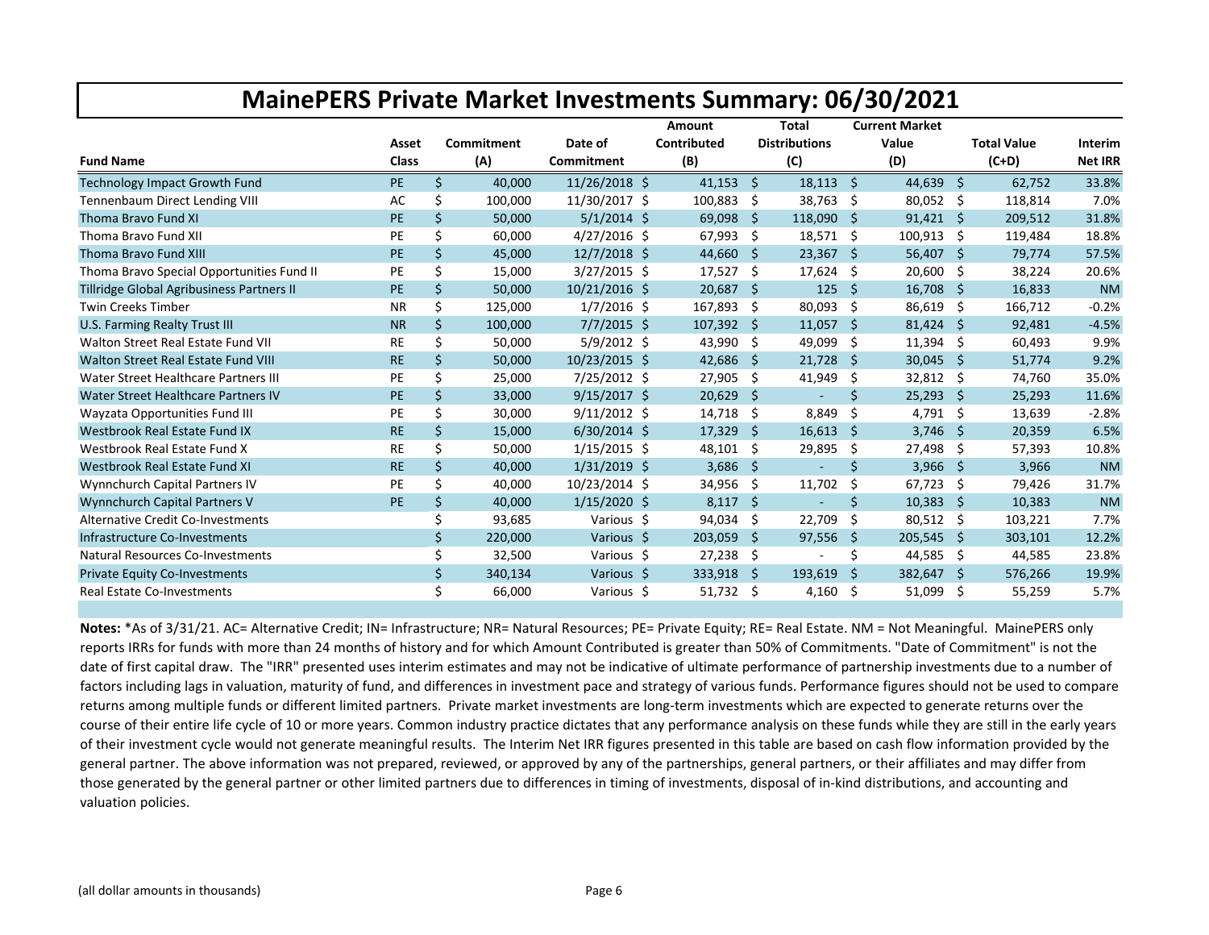# MainePERS Private Market Investments Summary: 06/30/2021

| Fund Name | Asset Class | Commitment (A) | Date of Commitment | Amount Contributed (B) | Total Distributions (C) | Current Market Value (D) | Total Value (C+D) | Interim Net IRR |
|---|---|---|---|---|---|---|---|---|
| Technology Impact Growth Fund | PE | $ 40,000 | 11/26/2018 | $ 41,153 | $ 18,113 | $ 44,639 | $ 62,752 | 33.8% |
| Tennenbaum Direct Lending VIII | AC | $ 100,000 | 11/30/2017 | $ 100,883 | $ 38,763 | $ 80,052 | $ 118,814 | 7.0% |
| Thoma Bravo Fund XI | PE | $ 50,000 | 5/1/2014 | $ 69,098 | $ 118,090 | $ 91,421 | $ 209,512 | 31.8% |
| Thoma Bravo Fund XII | PE | $ 60,000 | 4/27/2016 | $ 67,993 | $ 18,571 | $ 100,913 | $ 119,484 | 18.8% |
| Thoma Bravo Fund XIII | PE | $ 45,000 | 12/7/2018 | $ 44,660 | $ 23,367 | $ 56,407 | $ 79,774 | 57.5% |
| Thoma Bravo Special Opportunities Fund II | PE | $ 15,000 | 3/27/2015 | $ 17,527 | $ 17,624 | $ 20,600 | $ 38,224 | 20.6% |
| Tillridge Global Agribusiness Partners II | PE | $ 50,000 | 10/21/2016 | $ 20,687 | $ 125 | $ 16,708 | $ 16,833 | NM |
| Twin Creeks Timber | NR | $ 125,000 | 1/7/2016 | $ 167,893 | $ 80,093 | $ 86,619 | $ 166,712 | -0.2% |
| U.S. Farming Realty Trust III | NR | $ 100,000 | 7/7/2015 | $ 107,392 | $ 11,057 | $ 81,424 | $ 92,481 | -4.5% |
| Walton Street Real Estate Fund VII | RE | $ 50,000 | 5/9/2012 | $ 43,990 | $ 49,099 | $ 11,394 | $ 60,493 | 9.9% |
| Walton Street Real Estate Fund VIII | RE | $ 50,000 | 10/23/2015 | $ 42,686 | $ 21,728 | $ 30,045 | $ 51,774 | 9.2% |
| Water Street Healthcare Partners III | PE | $ 25,000 | 7/25/2012 | $ 27,905 | $ 41,949 | $ 32,812 | $ 74,760 | 35.0% |
| Water Street Healthcare Partners IV | PE | $ 33,000 | 9/15/2017 | $ 20,629 | $ - | $ 25,293 | $ 25,293 | 11.6% |
| Wayzata Opportunities Fund III | PE | $ 30,000 | 9/11/2012 | $ 14,718 | $ 8,849 | $ 4,791 | $ 13,639 | -2.8% |
| Westbrook Real Estate Fund IX | RE | $ 15,000 | 6/30/2014 | $ 17,329 | $ 16,613 | $ 3,746 | $ 20,359 | 6.5% |
| Westbrook Real Estate Fund X | RE | $ 50,000 | 1/15/2015 | $ 48,101 | $ 29,895 | $ 27,498 | $ 57,393 | 10.8% |
| Westbrook Real Estate Fund XI | RE | $ 40,000 | 1/31/2019 | $ 3,686 | $ - | $ 3,966 | $ 3,966 | NM |
| Wynnchurch Capital Partners IV | PE | $ 40,000 | 10/23/2014 | $ 34,956 | $ 11,702 | $ 67,723 | $ 79,426 | 31.7% |
| Wynnchurch Capital Partners V | PE | $ 40,000 | 1/15/2020 | $ 8,117 | $ - | $ 10,383 | $ 10,383 | NM |
| Alternative Credit Co-Investments | | $ 93,685 | Various | $ 94,034 | $ 22,709 | $ 80,512 | $ 103,221 | 7.7% |
| Infrastructure Co-Investments | | $ 220,000 | Various | $ 203,059 | $ 97,556 | $ 205,545 | $ 303,101 | 12.2% |
| Natural Resources Co-Investments | | $ 32,500 | Various | $ 27,238 | $ - | $ 44,585 | $ 44,585 | 23.8% |
| Private Equity Co-Investments | | $ 340,134 | Various | $ 333,918 | $ 193,619 | $ 382,647 | $ 576,266 | 19.9% |
| Real Estate Co-Investments | | $ 66,000 | Various | $ 51,732 | $ 4,160 | $ 51,099 | $ 55,259 | 5.7% |

**Notes:** *As of 3/31/21. AC= Alternative Credit; IN= Infrastructure; NR= Natural Resources; PE= Private Equity; RE= Real Estate. NM = Not Meaningful. MainePERS only reports IRRs for funds with more than 24 months of history and for which Amount Contributed is greater than 50% of Commitments. "Date of Commitment" is not the date of first capital draw. The "IRR" presented uses interim estimates and may not be indicative of ultimate performance of partnership investments due to a number of factors including lags in valuation, maturity of fund, and differences in investment pace and strategy of various funds. Performance figures should not be used to compare returns among multiple funds or different limited partners. Private market investments are long-term investments which are expected to generate returns over the course of their entire life cycle of 10 or more years. Common industry practice dictates that any performance analysis on these funds while they are still in the early years of their investment cycle would not generate meaningful results. The Interim Net IRR figures presented in this table are based on cash flow information provided by the general partner. The above information was not prepared, reviewed, or approved by any of the partnerships, general partners, or their affiliates and may differ from those generated by the general partner or other limited partners due to differences in timing of investments, disposal of in-kind distributions, and accounting and valuation policies.

(all dollar amounts in thousands)